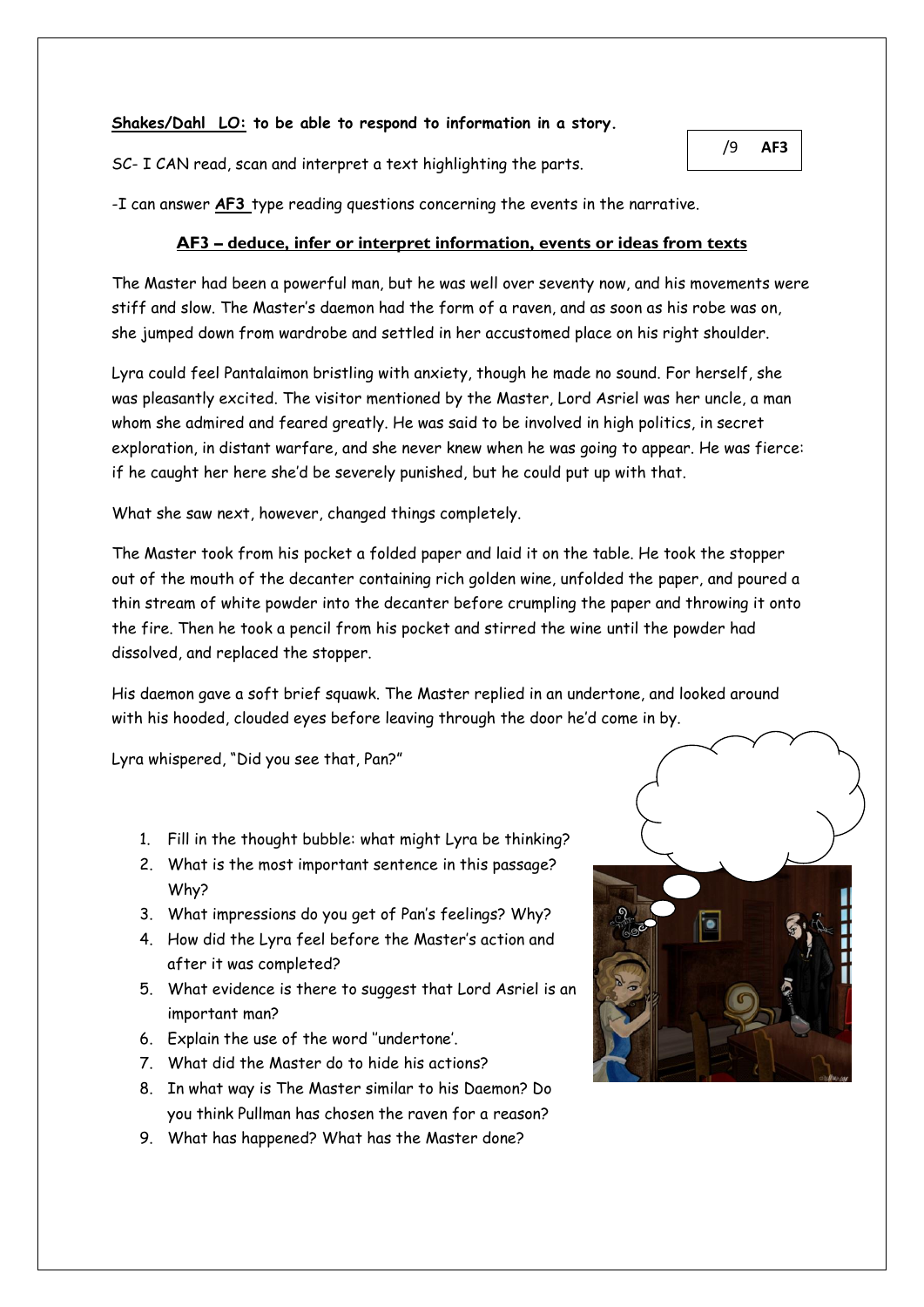**Shakes/Dahl LO: to be able to respond to information in a story.**

/9 **AF3**

SC- I CAN read, scan and interpret a text highlighting the parts.

-I can answer **AF3** type reading questions concerning the events in the narrative.

## AF3 – deduce, infer or interpret information, events or ideas from texts

The Master had been a powerful man, but he was well over seventy now, and his movements were stiff and slow. The Master's daemon had the form of a raven, and as soon as his robe was on, she jumped down from wardrobe and settled in her accustomed place on his right shoulder.

Lyra could feel Pantalaimon bristling with anxiety, though he made no sound. For herself, she was pleasantly excited. The visitor mentioned by the Master, Lord Asriel was her uncle, a man whom she admired and feared greatly. He was said to be involved in high politics, in secret exploration, in distant warfare, and she never knew when he was going to appear. He was fierce: if he caught her here she'd be severely punished, but he could put up with that.

What she saw next, however, changed things completely.

The Master took from his pocket a folded paper and laid it on the table. He took the stopper out of the mouth of the decanter containing rich golden wine, unfolded the paper, and poured a thin stream of white powder into the decanter before crumpling the paper and throwing it onto the fire. Then he took a pencil from his pocket and stirred the wine until the powder had dissolved, and replaced the stopper.

His daemon gave a soft brief squawk. The Master replied in an undertone, and looked around with his hooded, clouded eyes before leaving through the door he'd come in by.

Lyra whispered, "Did you see that, Pan?"

1. Fill in the thought bubble: what might Lyra be thinking?
2. What is the most important sentence in this passage? Why?
3. What impressions do you get of Pan's feelings? Why?
4. How did the Lyra feel before the Master's action and after it was completed?
5. What evidence is there to suggest that Lord Asriel is an important man?
6. Explain the use of the word ''undertone'.
7. What did the Master do to hide his actions?
8. In what way is The Master similar to his Daemon? Do you think Pullman has chosen the raven for a reason?
9. What has happened? What has the Master done?